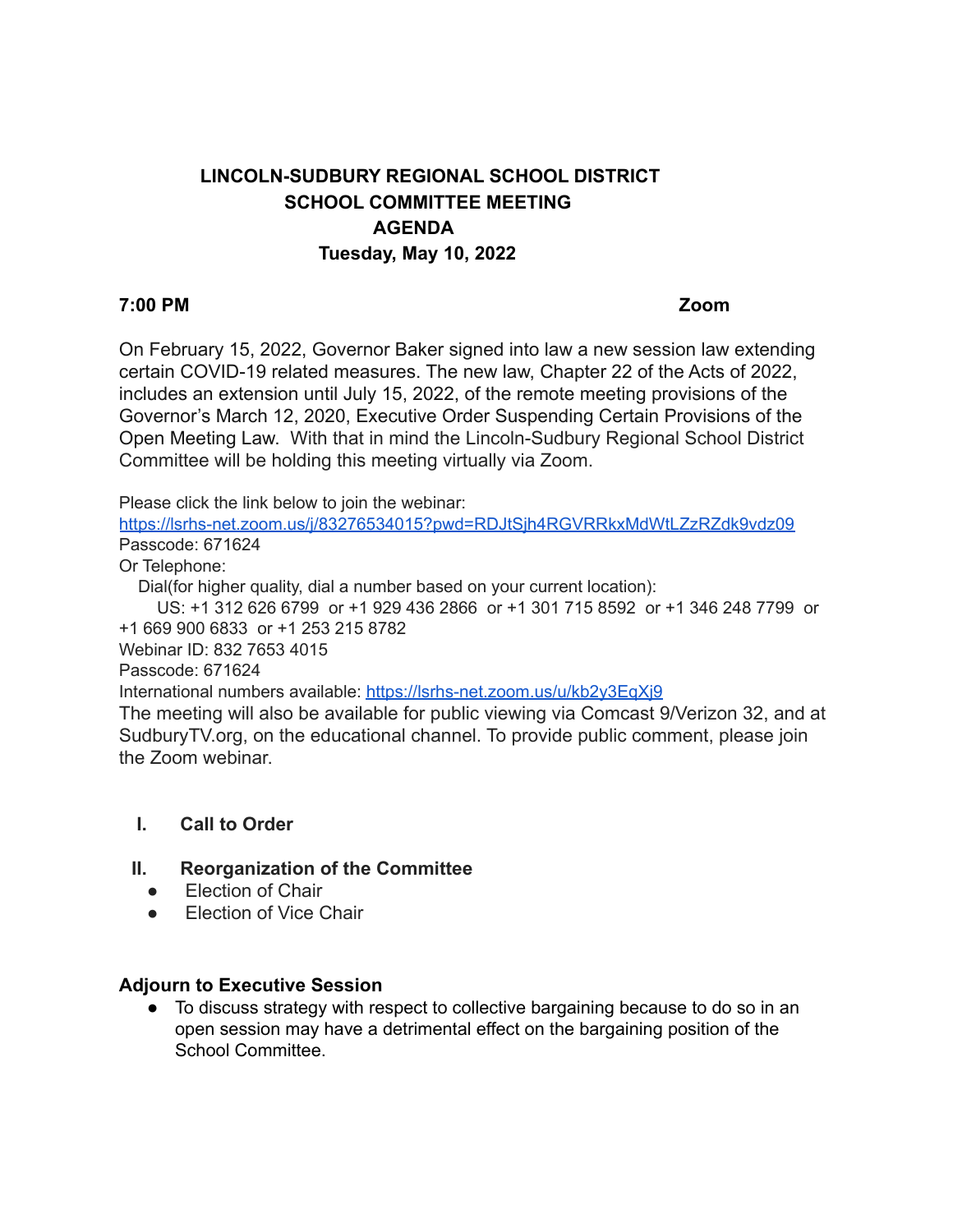# LINCOLN-SUDBURY REGIONAL SCHOOL DISTRICT
## SCHOOL COMMITTEE MEETING
## AGENDA
## Tuesday, May 10, 2022

**7:00 PM** **Zoom**

On February 15, 2022, Governor Baker signed into law a new session law extending certain COVID-19 related measures. The new law, Chapter 22 of the Acts of 2022, includes an extension until July 15, 2022, of the remote meeting provisions of the Governor's March 12, 2020, Executive Order Suspending Certain Provisions of the Open Meeting Law. With that in mind the Lincoln-Sudbury Regional School District Committee will be holding this meeting virtually via Zoom.

Please click the link below to join the webinar:
https://lsrhs-net.zoom.us/j/83276534015?pwd=RDJtSjh4RGVRRkxMdWtLZzRZdk9vdz09
Passcode: 671624
Or Telephone:
Dial(for higher quality, dial a number based on your current location):
US: +1 312 626 6799 or +1 929 436 2866 or +1 301 715 8592 or +1 346 248 7799 or +1 669 900 6833 or +1 253 215 8782
Webinar ID: 832 7653 4015
Passcode: 671624
International numbers available: https://lsrhs-net.zoom.us/u/kb2y3EqXj9
The meeting will also be available for public viewing via Comcast 9/Verizon 32, and at SudburyTV.org, on the educational channel. To provide public comment, please join the Zoom webinar.

### I. Call to Order

### II. Reorganization of the Committee

- Election of Chair
- Election of Vice Chair

### Adjourn to Executive Session

- To discuss strategy with respect to collective bargaining because to do so in an open session may have a detrimental effect on the bargaining position of the School Committee.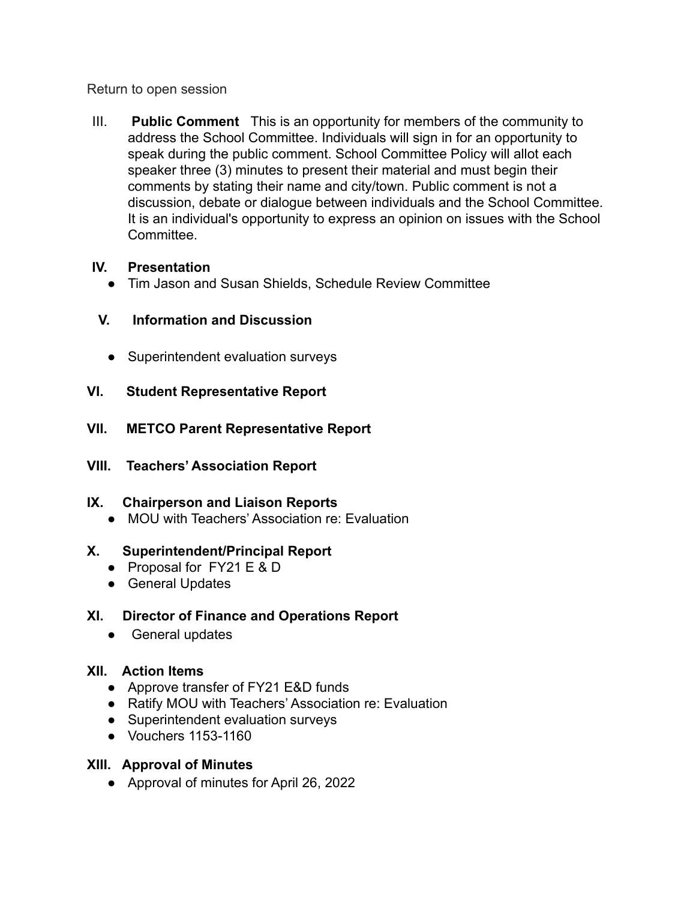Return to open session

III. **Public Comment** This is an opportunity for members of the community to address the School Committee. Individuals will sign in for an opportunity to speak during the public comment. School Committee Policy will allot each speaker three (3) minutes to present their material and must begin their comments by stating their name and city/town. Public comment is not a discussion, debate or dialogue between individuals and the School Committee. It is an individual's opportunity to express an opinion on issues with the School Committee.

**IV. Presentation**

- Tim Jason and Susan Shields, Schedule Review Committee

**V. Information and Discussion**

- Superintendent evaluation surveys

**VI. Student Representative Report**

**VII. METCO Parent Representative Report**

**VIII. Teachers' Association Report**

**IX. Chairperson and Liaison Reports**

- MOU with Teachers' Association re: Evaluation

**X. Superintendent/Principal Report**

- Proposal for FY21 E & D
- General Updates

**XI. Director of Finance and Operations Report**

- General updates

**XII. Action Items**

- Approve transfer of FY21 E&D funds
- Ratify MOU with Teachers' Association re: Evaluation
- Superintendent evaluation surveys
- Vouchers 1153-1160

**XIII. Approval of Minutes**

- Approval of minutes for April 26, 2022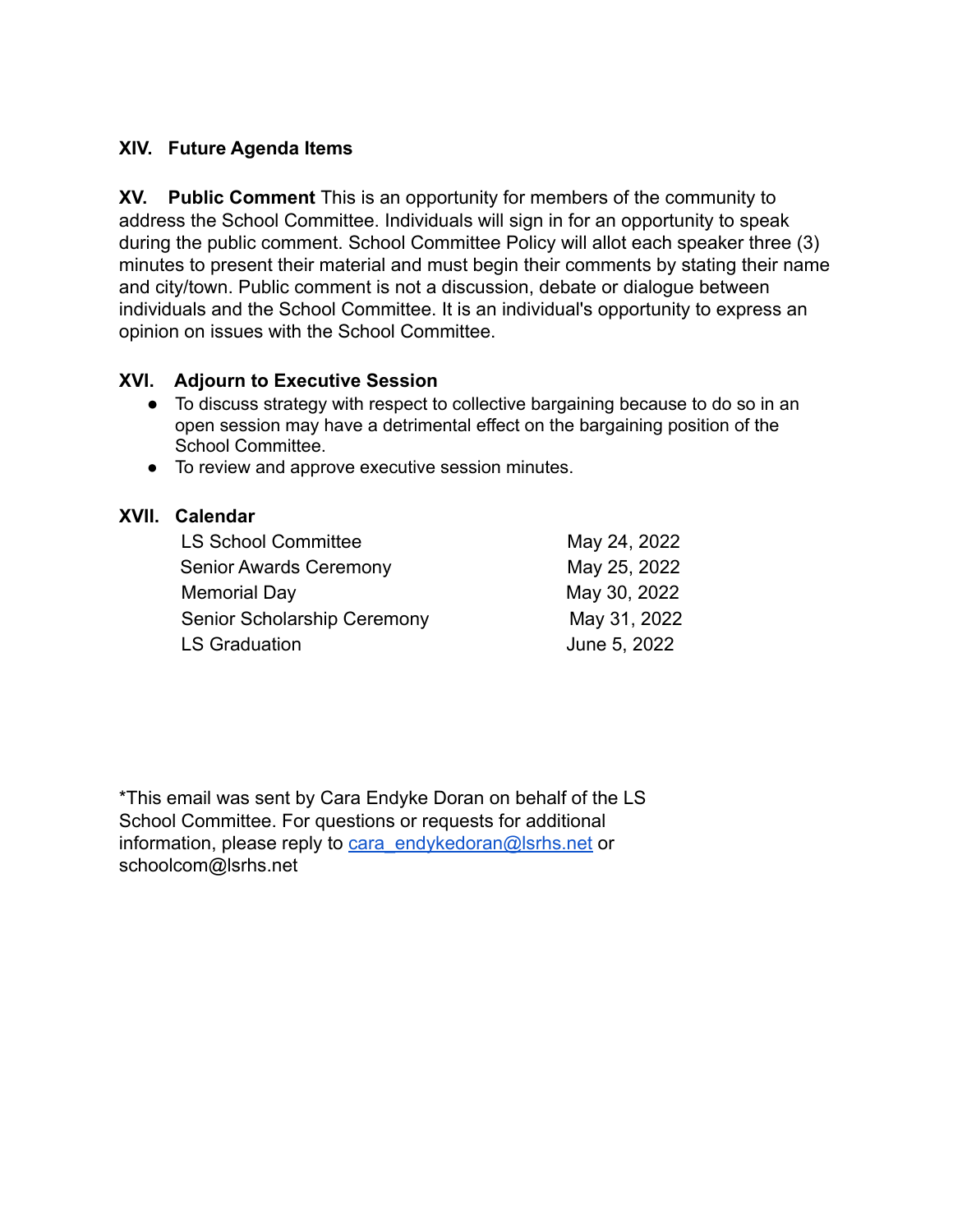**XIV. Future Agenda Items**

**XV. Public Comment** This is an opportunity for members of the community to address the School Committee. Individuals will sign in for an opportunity to speak during the public comment. School Committee Policy will allot each speaker three (3) minutes to present their material and must begin their comments by stating their name and city/town. Public comment is not a discussion, debate or dialogue between individuals and the School Committee. It is an individual's opportunity to express an opinion on issues with the School Committee.

**XVI. Adjourn to Executive Session**

- To discuss strategy with respect to collective bargaining because to do so in an open session may have a detrimental effect on the bargaining position of the School Committee.
- To review and approve executive session minutes.

**XVII. Calendar**

| | |
|---|---|
| LS School Committee | May 24, 2022 |
| Senior Awards Ceremony | May 25, 2022 |
| Memorial Day | May 30, 2022 |
| Senior Scholarship Ceremony | May 31, 2022 |
| LS Graduation | June 5, 2022 |

*This email was sent by Cara Endyke Doran on behalf of the LS School Committee. For questions or requests for additional information, please reply to cara_endykedoran@lsrhs.net or schoolcom@lsrhs.net